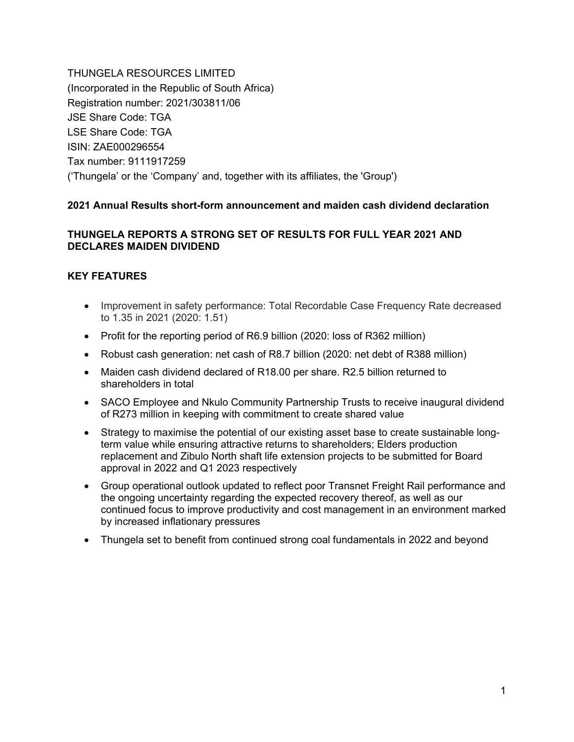THUNGELA RESOURCES LIMITED
(Incorporated in the Republic of South Africa)
Registration number: 2021/303811/06
JSE Share Code: TGA
LSE Share Code: TGA
ISIN: ZAE000296554
Tax number: 9111917259
('Thungela' or the 'Company' and, together with its affiliates, the 'Group')

**2021 Annual Results short-form announcement and maiden cash dividend declaration**

**THUNGELA REPORTS A STRONG SET OF RESULTS FOR FULL YEAR 2021 AND DECLARES MAIDEN DIVIDEND**

**KEY FEATURES**

- Improvement in safety performance: Total Recordable Case Frequency Rate decreased to 1.35 in 2021 (2020: 1.51)
- Profit for the reporting period of R6.9 billion (2020: loss of R362 million)
- Robust cash generation: net cash of R8.7 billion (2020: net debt of R388 million)
- Maiden cash dividend declared of R18.00 per share. R2.5 billion returned to shareholders in total
- SACO Employee and Nkulo Community Partnership Trusts to receive inaugural dividend of R273 million in keeping with commitment to create shared value
- Strategy to maximise the potential of our existing asset base to create sustainable long-term value while ensuring attractive returns to shareholders; Elders production replacement and Zibulo North shaft life extension projects to be submitted for Board approval in 2022 and Q1 2023 respectively
- Group operational outlook updated to reflect poor Transnet Freight Rail performance and the ongoing uncertainty regarding the expected recovery thereof, as well as our continued focus to improve productivity and cost management in an environment marked by increased inflationary pressures
- Thungela set to benefit from continued strong coal fundamentals in 2022 and beyond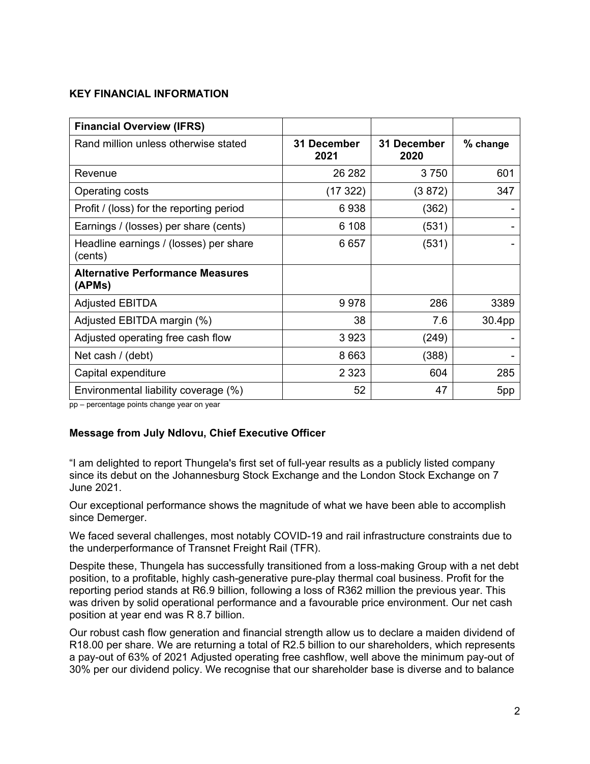**KEY FINANCIAL INFORMATION**

| **Financial Overview (IFRS)** | | | |
|---|---|---|---|
| Rand million unless otherwise stated | **31 December 2021** | **31 December 2020** | **% change** |
| Revenue | 26 282 | 3 750 | 601 |
| Operating costs | (17 322) | (3 872) | 347 |
| Profit / (loss) for the reporting period | 6 938 | (362) | - |
| Earnings / (losses) per share (cents) | 6 108 | (531) | - |
| Headline earnings / (losses) per share (cents) | 6 657 | (531) | - |
| **Alternative Performance Measures (APMs)** | | | |
| Adjusted EBITDA | 9 978 | 286 | 3389 |
| Adjusted EBITDA margin (%) | 38 | 7.6 | 30.4pp |
| Adjusted operating free cash flow | 3 923 | (249) | - |
| Net cash / (debt) | 8 663 | (388) | - |
| Capital expenditure | 2 323 | 604 | 285 |
| Environmental liability coverage (%) | 52 | 47 | 5pp |

pp – percentage points change year on year

**Message from July Ndlovu, Chief Executive Officer**

"I am delighted to report Thungela's first set of full-year results as a publicly listed company since its debut on the Johannesburg Stock Exchange and the London Stock Exchange on 7 June 2021.

Our exceptional performance shows the magnitude of what we have been able to accomplish since Demerger.

We faced several challenges, most notably COVID-19 and rail infrastructure constraints due to the underperformance of Transnet Freight Rail (TFR).

Despite these, Thungela has successfully transitioned from a loss-making Group with a net debt position, to a profitable, highly cash-generative pure-play thermal coal business. Profit for the reporting period stands at R6.9 billion, following a loss of R362 million the previous year. This was driven by solid operational performance and a favourable price environment. Our net cash position at year end was R 8.7 billion.

Our robust cash flow generation and financial strength allow us to declare a maiden dividend of R18.00 per share. We are returning a total of R2.5 billion to our shareholders, which represents a pay-out of 63% of 2021 Adjusted operating free cashflow, well above the minimum pay-out of 30% per our dividend policy. We recognise that our shareholder base is diverse and to balance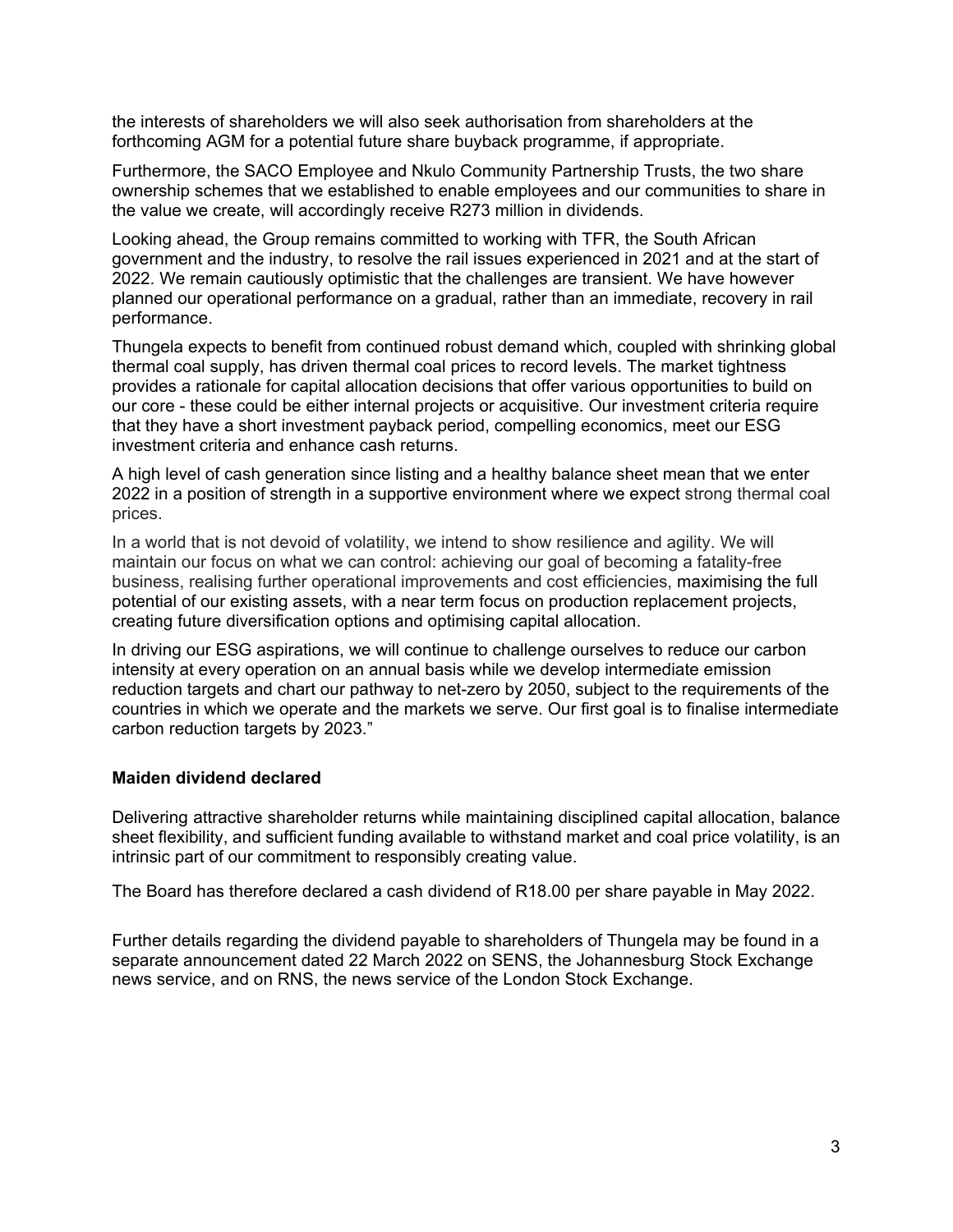the interests of shareholders we will also seek authorisation from shareholders at the forthcoming AGM for a potential future share buyback programme, if appropriate.

Furthermore, the SACO Employee and Nkulo Community Partnership Trusts, the two share ownership schemes that we established to enable employees and our communities to share in the value we create, will accordingly receive R273 million in dividends.

Looking ahead, the Group remains committed to working with TFR, the South African government and the industry, to resolve the rail issues experienced in 2021 and at the start of 2022. We remain cautiously optimistic that the challenges are transient. We have however planned our operational performance on a gradual, rather than an immediate, recovery in rail performance.

Thungela expects to benefit from continued robust demand which, coupled with shrinking global thermal coal supply, has driven thermal coal prices to record levels. The market tightness provides a rationale for capital allocation decisions that offer various opportunities to build on our core - these could be either internal projects or acquisitive. Our investment criteria require that they have a short investment payback period, compelling economics, meet our ESG investment criteria and enhance cash returns.

A high level of cash generation since listing and a healthy balance sheet mean that we enter 2022 in a position of strength in a supportive environment where we expect strong thermal coal prices.

In a world that is not devoid of volatility, we intend to show resilience and agility. We will maintain our focus on what we can control: achieving our goal of becoming a fatality-free business, realising further operational improvements and cost efficiencies, maximising the full potential of our existing assets, with a near term focus on production replacement projects, creating future diversification options and optimising capital allocation.

In driving our ESG aspirations, we will continue to challenge ourselves to reduce our carbon intensity at every operation on an annual basis while we develop intermediate emission reduction targets and chart our pathway to net-zero by 2050, subject to the requirements of the countries in which we operate and the markets we serve. Our first goal is to finalise intermediate carbon reduction targets by 2023."

**Maiden dividend declared**

Delivering attractive shareholder returns while maintaining disciplined capital allocation, balance sheet flexibility, and sufficient funding available to withstand market and coal price volatility, is an intrinsic part of our commitment to responsibly creating value.

The Board has therefore declared a cash dividend of R18.00 per share payable in May 2022.

Further details regarding the dividend payable to shareholders of Thungela may be found in a separate announcement dated 22 March 2022 on SENS, the Johannesburg Stock Exchange news service, and on RNS, the news service of the London Stock Exchange.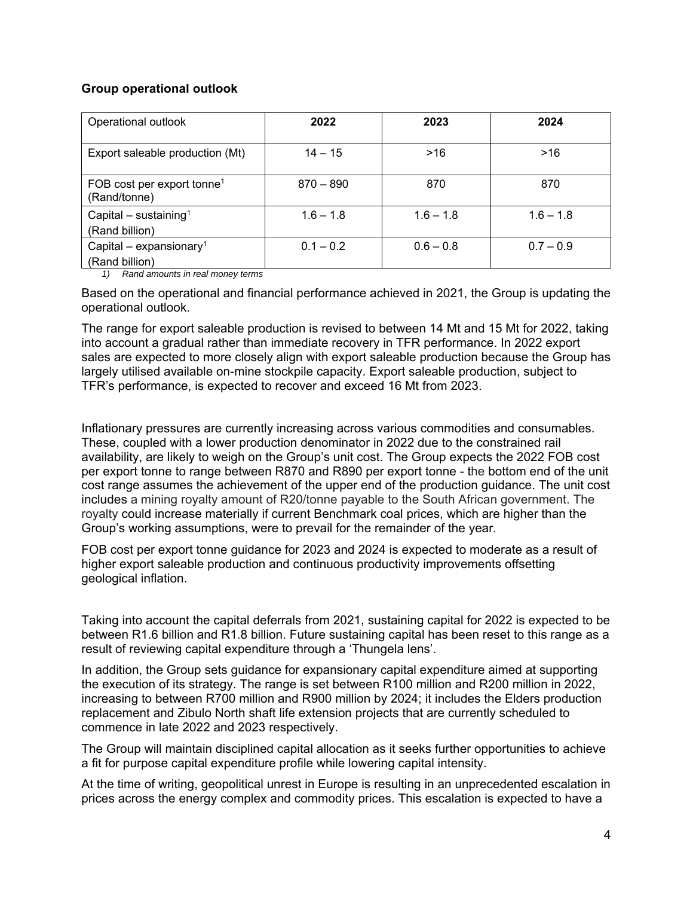**Group operational outlook**

| Operational outlook | 2022 | 2023 | 2024 |
|---|---|---|---|
| Export saleable production (Mt) | 14 – 15 | >16 | >16 |
| FOB cost per export tonne[1] (Rand/tonne) | 870 – 890 | 870 | 870 |
| Capital – sustaining[1] (Rand billion) | 1.6 – 1.8 | 1.6 – 1.8 | 1.6 – 1.8 |
| Capital – expansionary[1] (Rand billion) | 0.1 – 0.2 | 0.6 – 0.8 | 0.7 – 0.9 |

*1) Rand amounts in real money terms*

Based on the operational and financial performance achieved in 2021, the Group is updating the operational outlook.

The range for export saleable production is revised to between 14 Mt and 15 Mt for 2022, taking into account a gradual rather than immediate recovery in TFR performance. In 2022 export sales are expected to more closely align with export saleable production because the Group has largely utilised available on-mine stockpile capacity. Export saleable production, subject to TFR's performance, is expected to recover and exceed 16 Mt from 2023.

Inflationary pressures are currently increasing across various commodities and consumables. These, coupled with a lower production denominator in 2022 due to the constrained rail availability, are likely to weigh on the Group's unit cost. The Group expects the 2022 FOB cost per export tonne to range between R870 and R890 per export tonne - the bottom end of the unit cost range assumes the achievement of the upper end of the production guidance. The unit cost includes a mining royalty amount of R20/tonne payable to the South African government. The royalty could increase materially if current Benchmark coal prices, which are higher than the Group's working assumptions, were to prevail for the remainder of the year.

FOB cost per export tonne guidance for 2023 and 2024 is expected to moderate as a result of higher export saleable production and continuous productivity improvements offsetting geological inflation.

Taking into account the capital deferrals from 2021, sustaining capital for 2022 is expected to be between R1.6 billion and R1.8 billion. Future sustaining capital has been reset to this range as a result of reviewing capital expenditure through a 'Thungela lens'.

In addition, the Group sets guidance for expansionary capital expenditure aimed at supporting the execution of its strategy. The range is set between R100 million and R200 million in 2022, increasing to between R700 million and R900 million by 2024; it includes the Elders production replacement and Zibulo North shaft life extension projects that are currently scheduled to commence in late 2022 and 2023 respectively.

The Group will maintain disciplined capital allocation as it seeks further opportunities to achieve a fit for purpose capital expenditure profile while lowering capital intensity.

At the time of writing, geopolitical unrest in Europe is resulting in an unprecedented escalation in prices across the energy complex and commodity prices. This escalation is expected to have a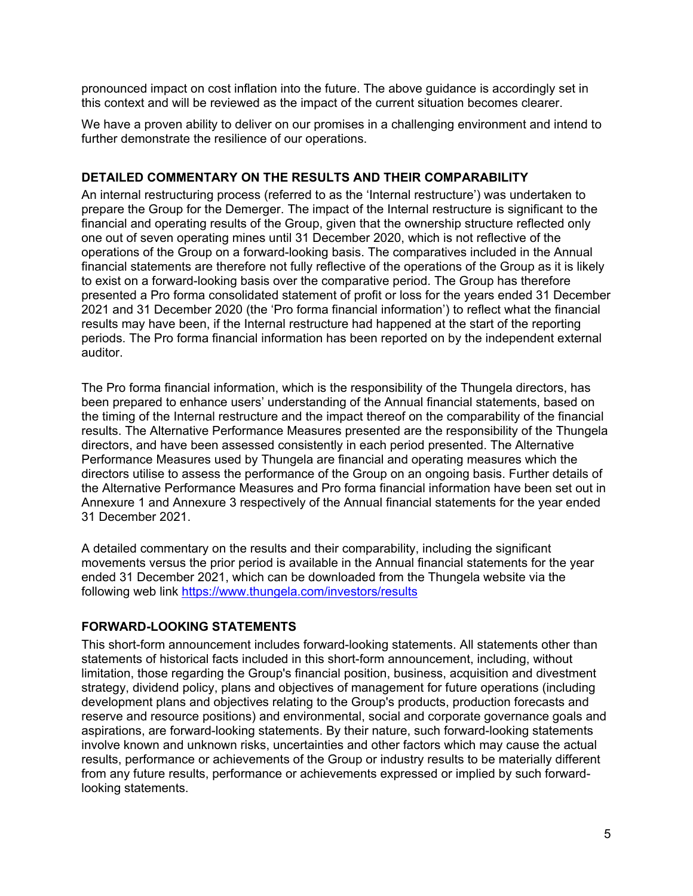pronounced impact on cost inflation into the future. The above guidance is accordingly set in this context and will be reviewed as the impact of the current situation becomes clearer.

We have a proven ability to deliver on our promises in a challenging environment and intend to further demonstrate the resilience of our operations.

## DETAILED COMMENTARY ON THE RESULTS AND THEIR COMPARABILITY

An internal restructuring process (referred to as the 'Internal restructure') was undertaken to prepare the Group for the Demerger. The impact of the Internal restructure is significant to the financial and operating results of the Group, given that the ownership structure reflected only one out of seven operating mines until 31 December 2020, which is not reflective of the operations of the Group on a forward-looking basis. The comparatives included in the Annual financial statements are therefore not fully reflective of the operations of the Group as it is likely to exist on a forward-looking basis over the comparative period. The Group has therefore presented a Pro forma consolidated statement of profit or loss for the years ended 31 December 2021 and 31 December 2020 (the 'Pro forma financial information') to reflect what the financial results may have been, if the Internal restructure had happened at the start of the reporting periods. The Pro forma financial information has been reported on by the independent external auditor.

The Pro forma financial information, which is the responsibility of the Thungela directors, has been prepared to enhance users' understanding of the Annual financial statements, based on the timing of the Internal restructure and the impact thereof on the comparability of the financial results. The Alternative Performance Measures presented are the responsibility of the Thungela directors, and have been assessed consistently in each period presented. The Alternative Performance Measures used by Thungela are financial and operating measures which the directors utilise to assess the performance of the Group on an ongoing basis. Further details of the Alternative Performance Measures and Pro forma financial information have been set out in Annexure 1 and Annexure 3 respectively of the Annual financial statements for the year ended 31 December 2021.

A detailed commentary on the results and their comparability, including the significant movements versus the prior period is available in the Annual financial statements for the year ended 31 December 2021, which can be downloaded from the Thungela website via the following web link https://www.thungela.com/investors/results

## FORWARD-LOOKING STATEMENTS

This short-form announcement includes forward-looking statements. All statements other than statements of historical facts included in this short-form announcement, including, without limitation, those regarding the Group's financial position, business, acquisition and divestment strategy, dividend policy, plans and objectives of management for future operations (including development plans and objectives relating to the Group's products, production forecasts and reserve and resource positions) and environmental, social and corporate governance goals and aspirations, are forward-looking statements. By their nature, such forward-looking statements involve known and unknown risks, uncertainties and other factors which may cause the actual results, performance or achievements of the Group or industry results to be materially different from any future results, performance or achievements expressed or implied by such forward-looking statements.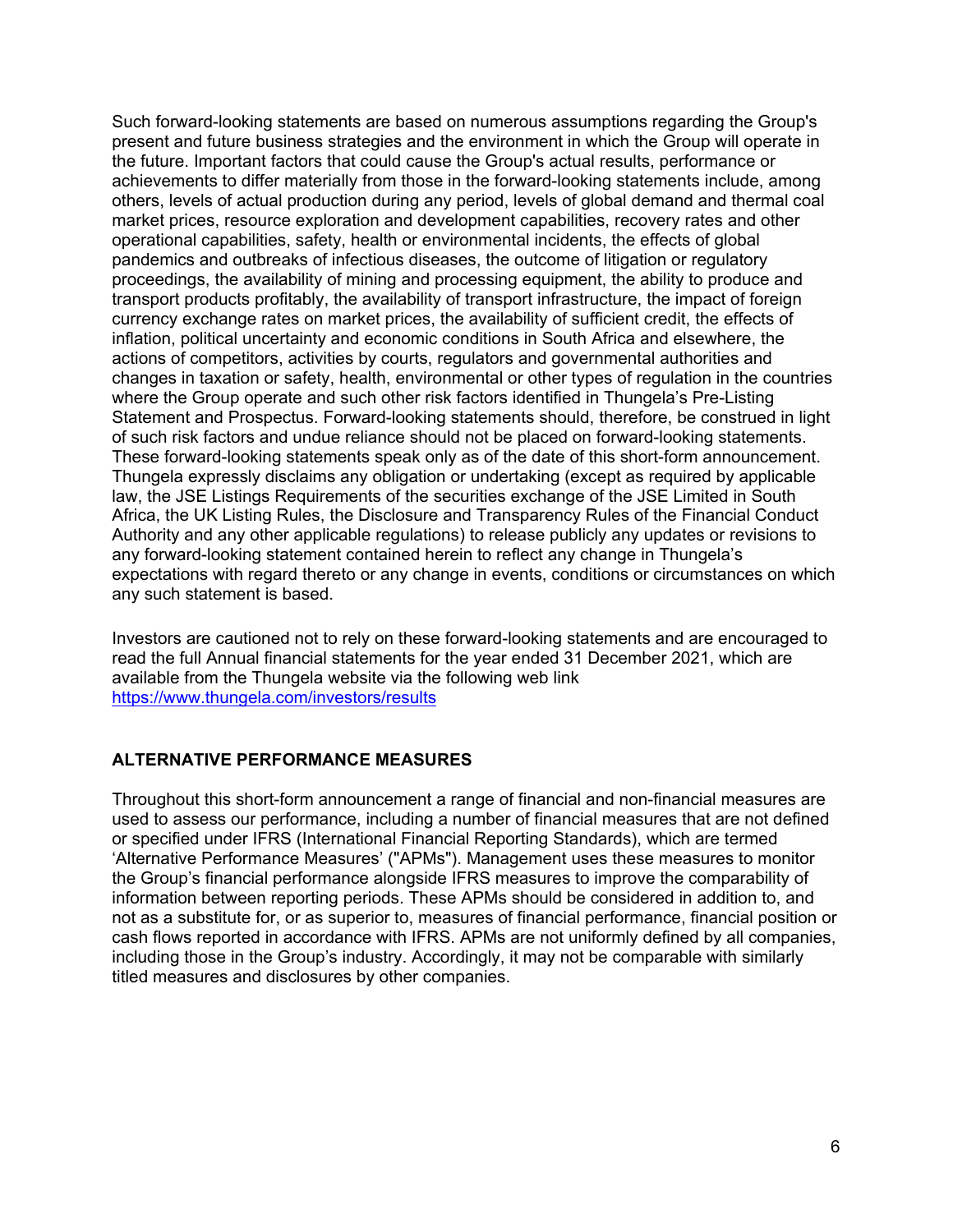Such forward-looking statements are based on numerous assumptions regarding the Group's present and future business strategies and the environment in which the Group will operate in the future. Important factors that could cause the Group's actual results, performance or achievements to differ materially from those in the forward-looking statements include, among others, levels of actual production during any period, levels of global demand and thermal coal market prices, resource exploration and development capabilities, recovery rates and other operational capabilities, safety, health or environmental incidents, the effects of global pandemics and outbreaks of infectious diseases, the outcome of litigation or regulatory proceedings, the availability of mining and processing equipment, the ability to produce and transport products profitably, the availability of transport infrastructure, the impact of foreign currency exchange rates on market prices, the availability of sufficient credit, the effects of inflation, political uncertainty and economic conditions in South Africa and elsewhere, the actions of competitors, activities by courts, regulators and governmental authorities and changes in taxation or safety, health, environmental or other types of regulation in the countries where the Group operate and such other risk factors identified in Thungela's Pre-Listing Statement and Prospectus. Forward-looking statements should, therefore, be construed in light of such risk factors and undue reliance should not be placed on forward-looking statements. These forward-looking statements speak only as of the date of this short-form announcement. Thungela expressly disclaims any obligation or undertaking (except as required by applicable law, the JSE Listings Requirements of the securities exchange of the JSE Limited in South Africa, the UK Listing Rules, the Disclosure and Transparency Rules of the Financial Conduct Authority and any other applicable regulations) to release publicly any updates or revisions to any forward-looking statement contained herein to reflect any change in Thungela's expectations with regard thereto or any change in events, conditions or circumstances on which any such statement is based.

Investors are cautioned not to rely on these forward-looking statements and are encouraged to read the full Annual financial statements for the year ended 31 December 2021, which are available from the Thungela website via the following web link [https://www.thungela.com/investors/results](https://www.thungela.com/investors/results)

## ALTERNATIVE PERFORMANCE MEASURES

Throughout this short-form announcement a range of financial and non-financial measures are used to assess our performance, including a number of financial measures that are not defined or specified under IFRS (International Financial Reporting Standards), which are termed 'Alternative Performance Measures' ("APMs"). Management uses these measures to monitor the Group's financial performance alongside IFRS measures to improve the comparability of information between reporting periods. These APMs should be considered in addition to, and not as a substitute for, or as superior to, measures of financial performance, financial position or cash flows reported in accordance with IFRS. APMs are not uniformly defined by all companies, including those in the Group's industry. Accordingly, it may not be comparable with similarly titled measures and disclosures by other companies.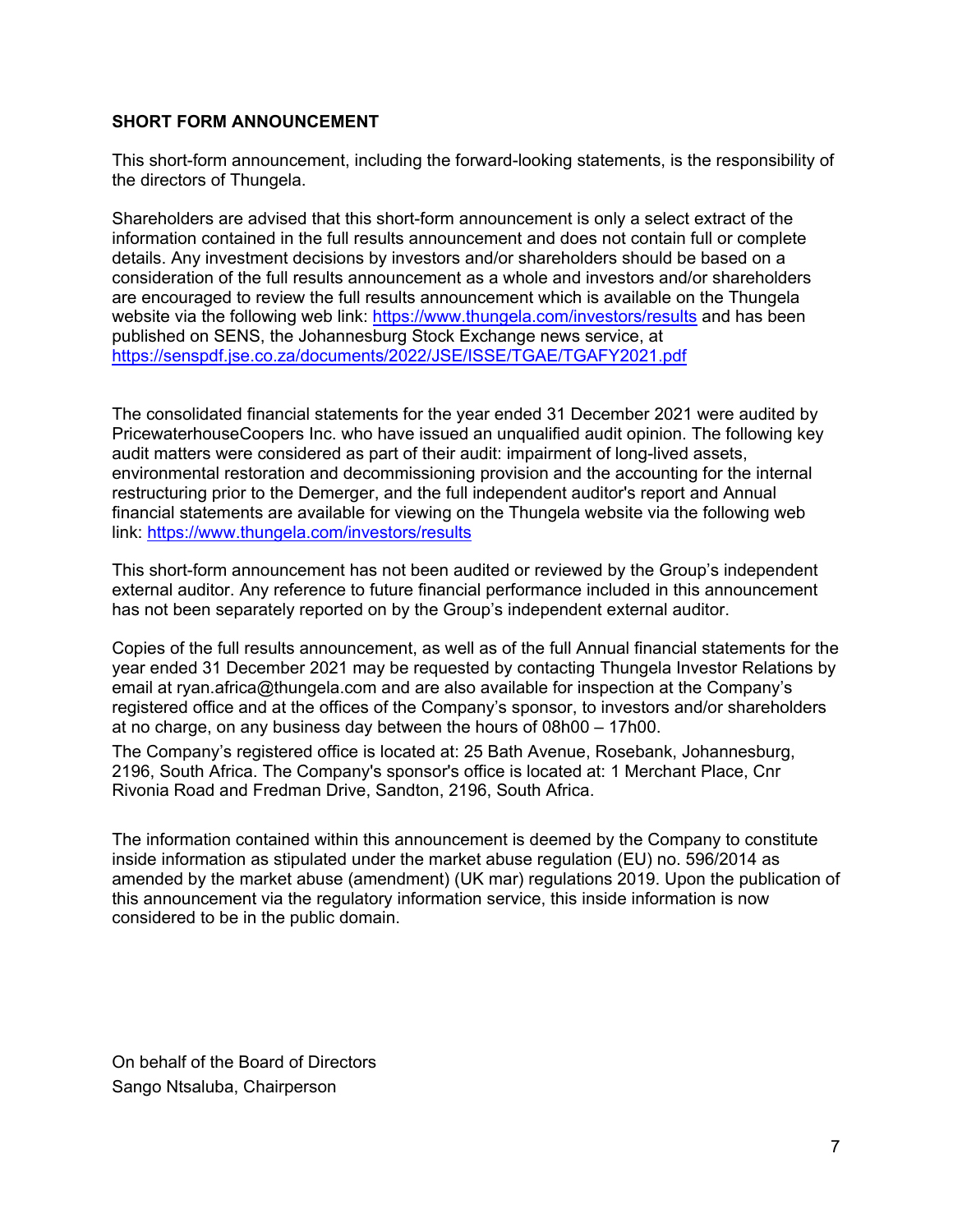**SHORT FORM ANNOUNCEMENT**

This short-form announcement, including the forward-looking statements, is the responsibility of the directors of Thungela.

Shareholders are advised that this short-form announcement is only a select extract of the information contained in the full results announcement and does not contain full or complete details. Any investment decisions by investors and/or shareholders should be based on a consideration of the full results announcement as a whole and investors and/or shareholders are encouraged to review the full results announcement which is available on the Thungela website via the following web link: [https://www.thungela.com/investors/results](https://www.thungela.com/investors/results) and has been published on SENS, the Johannesburg Stock Exchange news service, at [https://senspdf.jse.co.za/documents/2022/JSE/ISSE/TGAE/TGAFY2021.pdf](https://senspdf.jse.co.za/documents/2022/JSE/ISSE/TGAE/TGAFY2021.pdf)

The consolidated financial statements for the year ended 31 December 2021 were audited by PricewaterhouseCoopers Inc. who have issued an unqualified audit opinion. The following key audit matters were considered as part of their audit: impairment of long-lived assets, environmental restoration and decommissioning provision and the accounting for the internal restructuring prior to the Demerger, and the full independent auditor's report and Annual financial statements are available for viewing on the Thungela website via the following web link: [https://www.thungela.com/investors/results](https://www.thungela.com/investors/results)

This short-form announcement has not been audited or reviewed by the Group's independent external auditor. Any reference to future financial performance included in this announcement has not been separately reported on by the Group's independent external auditor.

Copies of the full results announcement, as well as of the full Annual financial statements for the year ended 31 December 2021 may be requested by contacting Thungela Investor Relations by email at ryan.africa@thungela.com and are also available for inspection at the Company's registered office and at the offices of the Company's sponsor, to investors and/or shareholders at no charge, on any business day between the hours of 08h00 – 17h00.

The Company's registered office is located at: 25 Bath Avenue, Rosebank, Johannesburg, 2196, South Africa. The Company's sponsor's office is located at: 1 Merchant Place, Cnr Rivonia Road and Fredman Drive, Sandton, 2196, South Africa.

The information contained within this announcement is deemed by the Company to constitute inside information as stipulated under the market abuse regulation (EU) no. 596/2014 as amended by the market abuse (amendment) (UK mar) regulations 2019. Upon the publication of this announcement via the regulatory information service, this inside information is now considered to be in the public domain.

On behalf of the Board of Directors
Sango Ntsaluba, Chairperson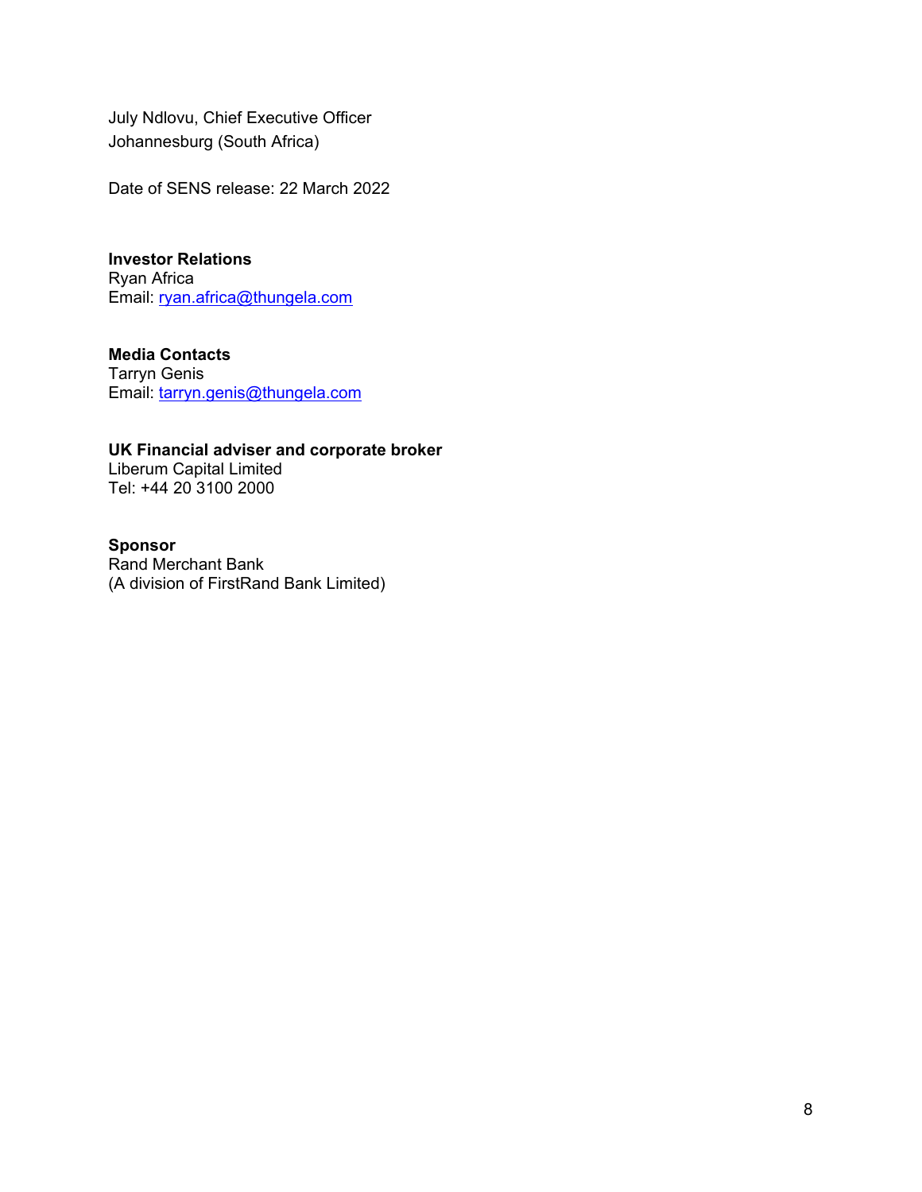July Ndlovu, Chief Executive Officer
Johannesburg (South Africa)

Date of SENS release: 22 March 2022

**Investor Relations**
Ryan Africa
Email: ryan.africa@thungela.com

**Media Contacts**
Tarryn Genis
Email: tarryn.genis@thungela.com

**UK Financial adviser and corporate broker**
Liberum Capital Limited
Tel: +44 20 3100 2000

**Sponsor**
Rand Merchant Bank
(A division of FirstRand Bank Limited)